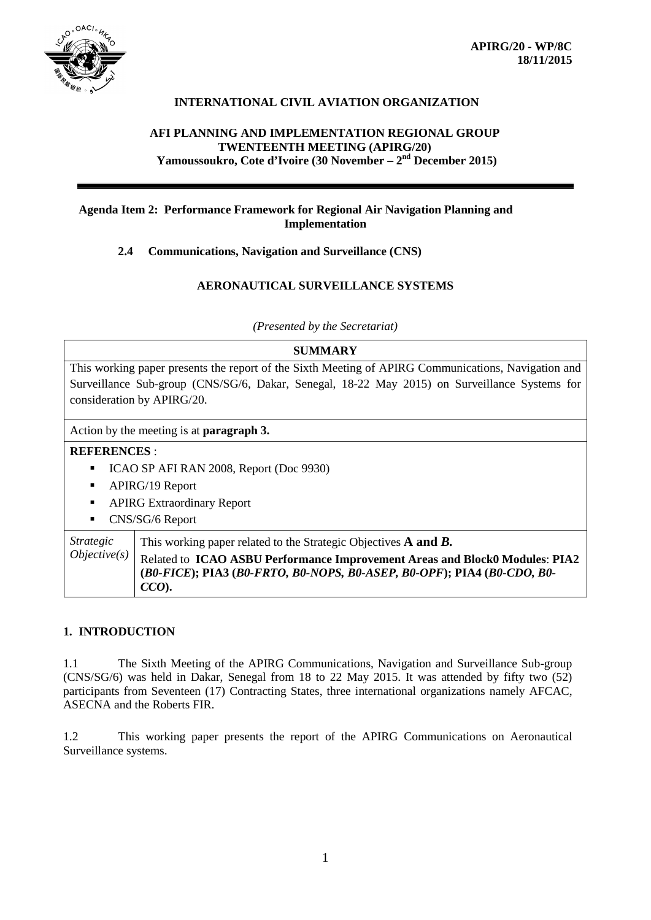**APIRG/20 - WP/8C**
**18/11/2015**

# INTERNATIONAL CIVIL AVIATION ORGANIZATION

## AFI PLANNING AND IMPLEMENTATION REGIONAL GROUP TWENTEENTH MEETING (APIRG/20)

**Yamoussoukro, Cote d'Ivoire (30 November – 2nd December 2015)**

---

**Agenda Item 2: Performance Framework for Regional Air Navigation Planning and Implementation**

**2.4 Communications, Navigation and Surveillance (CNS)**

**AERONAUTICAL SURVEILLANCE SYSTEMS**

*(Presented by the Secretariat)*

| **SUMMARY** | |
|---|---|
| This working paper presents the report of the Sixth Meeting of APIRG Communications, Navigation and Surveillance Sub-group (CNS/SG/6, Dakar, Senegal, 18-22 May 2015) on Surveillance Systems for consideration by APIRG/20. | |
| Action by the meeting is at **paragraph 3.** | |
| **REFERENCES** :<br>▪ ICAO SP AFI RAN 2008, Report (Doc 9930)<br>▪ APIRG/19 Report<br>▪ APIRG Extraordinary Report<br>▪ CNS/SG/6 Report | |
| *Strategic Objective(s)* | This working paper related to the Strategic Objectives **A and *B.*** Related to **ICAO ASBU Performance Improvement Areas and Block0 Modules**: **PIA2 (*B0-FICE*); PIA3 (*B0-FRTO, B0-NOPS, B0-ASEP, B0-OPF*); PIA4 (*B0-CDO, B0-CCO*).** |

## 1. INTRODUCTION

1.1 The Sixth Meeting of the APIRG Communications, Navigation and Surveillance Sub-group (CNS/SG/6) was held in Dakar, Senegal from 18 to 22 May 2015. It was attended by fifty two (52) participants from Seventeen (17) Contracting States, three international organizations namely AFCAC, ASECNA and the Roberts FIR.

1.2 This working paper presents the report of the APIRG Communications on Aeronautical Surveillance systems.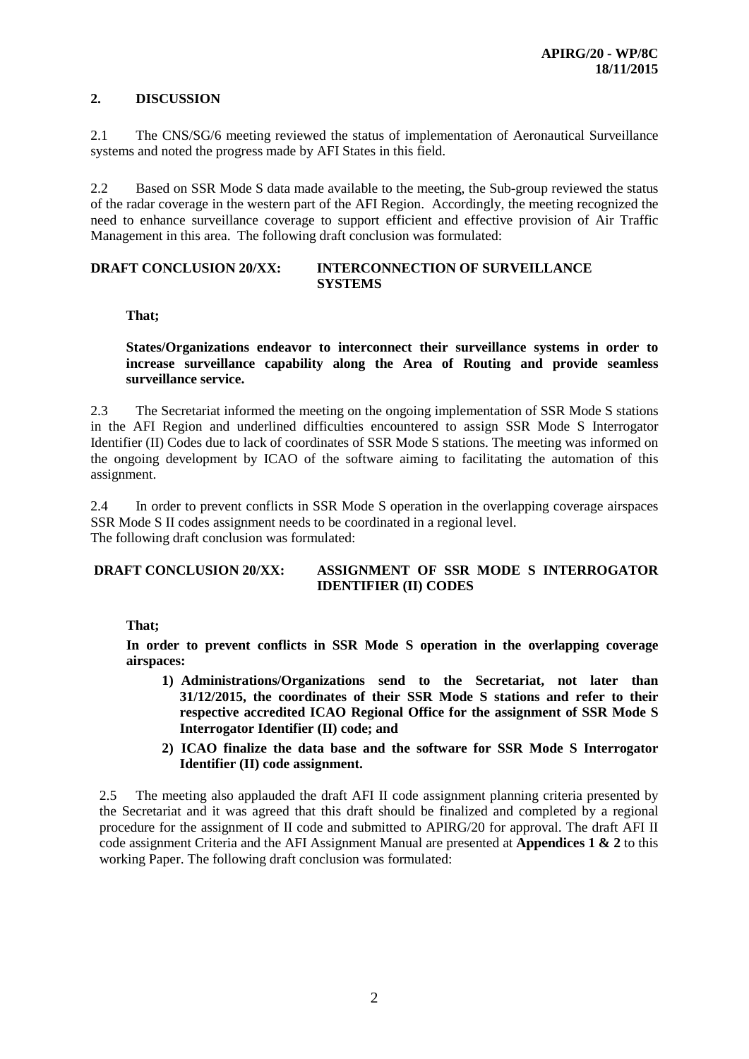## 2. DISCUSSION

2.1 The CNS/SG/6 meeting reviewed the status of implementation of Aeronautical Surveillance systems and noted the progress made by AFI States in this field.

2.2 Based on SSR Mode S data made available to the meeting, the Sub-group reviewed the status of the radar coverage in the western part of the AFI Region. Accordingly, the meeting recognized the need to enhance surveillance coverage to support efficient and effective provision of Air Traffic Management in this area. The following draft conclusion was formulated:

**DRAFT CONCLUSION 20/XX: INTERCONNECTION OF SURVEILLANCE SYSTEMS**

**That;**

**States/Organizations endeavor to interconnect their surveillance systems in order to increase surveillance capability along the Area of Routing and provide seamless surveillance service.**

2.3 The Secretariat informed the meeting on the ongoing implementation of SSR Mode S stations in the AFI Region and underlined difficulties encountered to assign SSR Mode S Interrogator Identifier (II) Codes due to lack of coordinates of SSR Mode S stations. The meeting was informed on the ongoing development by ICAO of the software aiming to facilitating the automation of this assignment.

2.4 In order to prevent conflicts in SSR Mode S operation in the overlapping coverage airspaces SSR Mode S II codes assignment needs to be coordinated in a regional level.
The following draft conclusion was formulated:

**DRAFT CONCLUSION 20/XX: ASSIGNMENT OF SSR MODE S INTERROGATOR IDENTIFIER (II) CODES**

**That;**

**In order to prevent conflicts in SSR Mode S operation in the overlapping coverage airspaces:**

1) **Administrations/Organizations send to the Secretariat, not later than 31/12/2015, the coordinates of their SSR Mode S stations and refer to their respective accredited ICAO Regional Office for the assignment of SSR Mode S Interrogator Identifier (II) code; and**
2) **ICAO finalize the data base and the software for SSR Mode S Interrogator Identifier (II) code assignment.**

2.5 The meeting also applauded the draft AFI II code assignment planning criteria presented by the Secretariat and it was agreed that this draft should be finalized and completed by a regional procedure for the assignment of II code and submitted to APIRG/20 for approval. The draft AFI II code assignment Criteria and the AFI Assignment Manual are presented at **Appendices 1 & 2** to this working Paper. The following draft conclusion was formulated: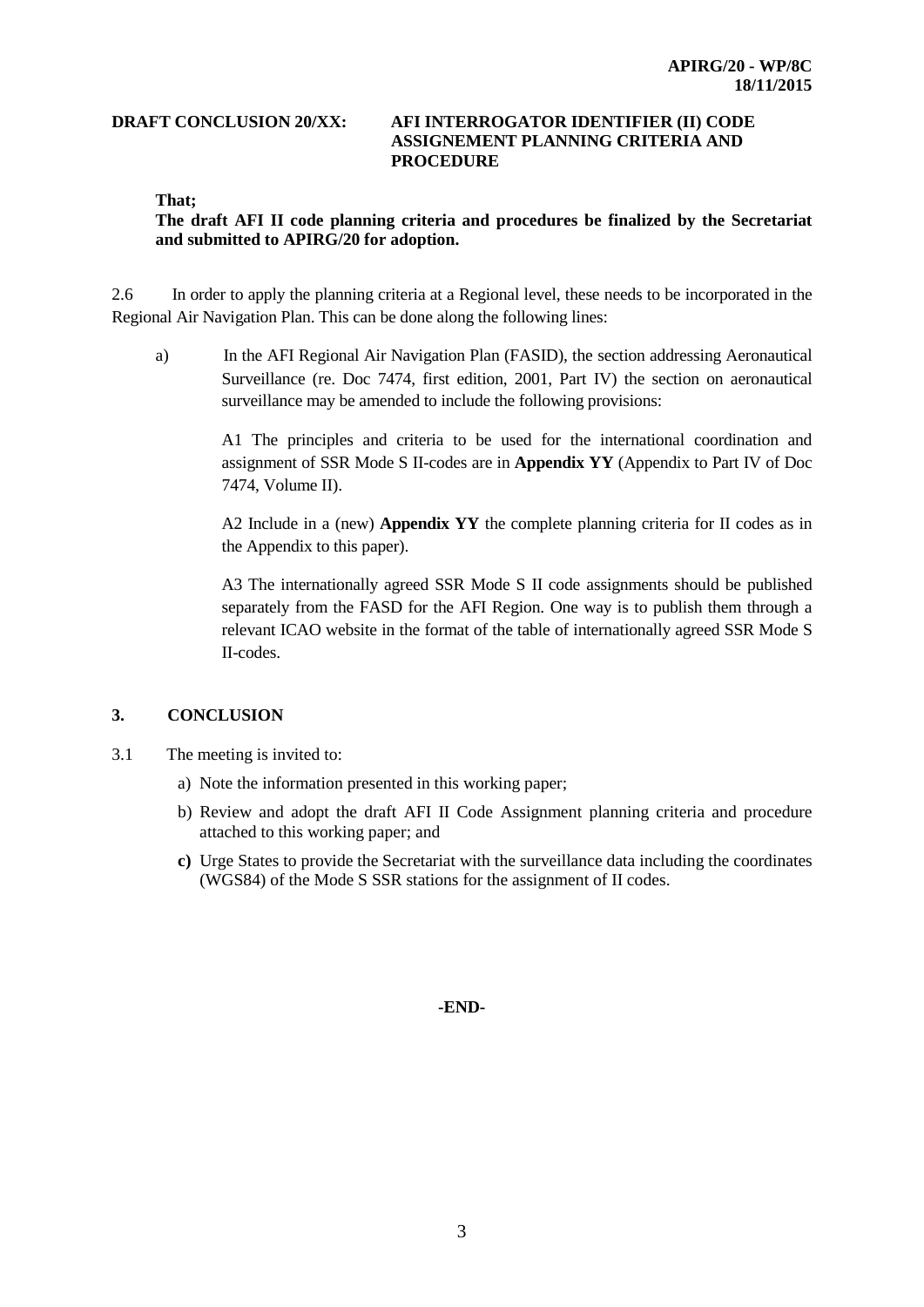**DRAFT CONCLUSION 20/XX: AFI INTERROGATOR IDENTIFIER (II) CODE ASSIGNEMENT PLANNING CRITERIA AND PROCEDURE**

**That;**

**The draft AFI II code planning criteria and procedures be finalized by the Secretariat and submitted to APIRG/20 for adoption.**

2.6 In order to apply the planning criteria at a Regional level, these needs to be incorporated in the Regional Air Navigation Plan. This can be done along the following lines:

a) In the AFI Regional Air Navigation Plan (FASID), the section addressing Aeronautical Surveillance (re. Doc 7474, first edition, 2001, Part IV) the section on aeronautical surveillance may be amended to include the following provisions:

A1 The principles and criteria to be used for the international coordination and assignment of SSR Mode S II-codes are in **Appendix YY** (Appendix to Part IV of Doc 7474, Volume II).

A2 Include in a (new) **Appendix YY** the complete planning criteria for II codes as in the Appendix to this paper).

A3 The internationally agreed SSR Mode S II code assignments should be published separately from the FASD for the AFI Region. One way is to publish them through a relevant ICAO website in the format of the table of internationally agreed SSR Mode S II-codes.

## 3. CONCLUSION

3.1 The meeting is invited to:

a) Note the information presented in this working paper;

b) Review and adopt the draft AFI II Code Assignment planning criteria and procedure attached to this working paper; and

**c)** Urge States to provide the Secretariat with the surveillance data including the coordinates (WGS84) of the Mode S SSR stations for the assignment of II codes.

**-END-**